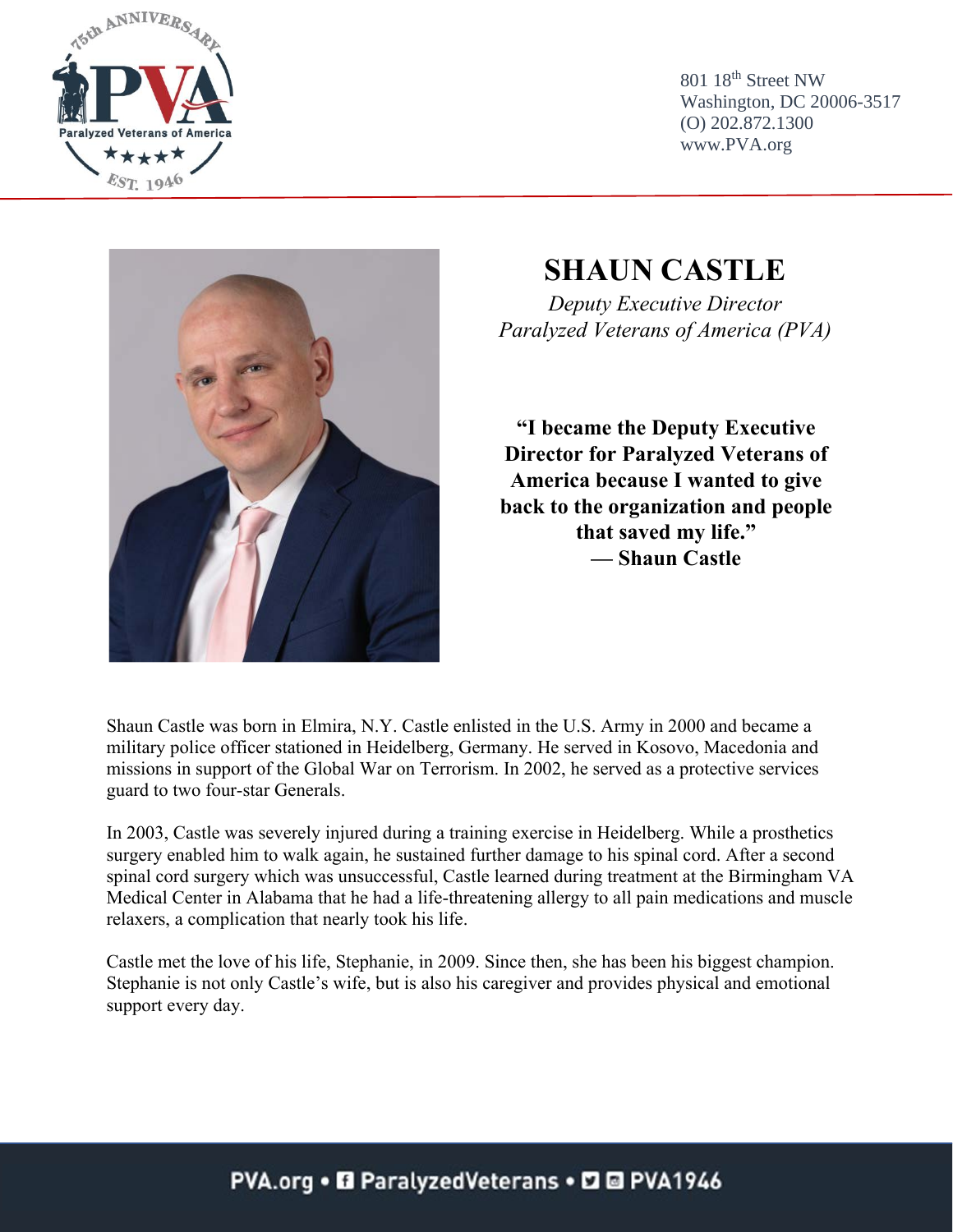801 18th Street NW
Washington, DC 20006-3517
(O) 202.872.1300
www.PVA.org

# SHAUN CASTLE

*Deputy Executive Director*
*Paralyzed Veterans of America (PVA)*

**"I became the Deputy Executive Director for Paralyzed Veterans of America because I wanted to give back to the organization and people that saved my life."**
**— Shaun Castle**

Shaun Castle was born in Elmira, N.Y. Castle enlisted in the U.S. Army in 2000 and became a military police officer stationed in Heidelberg, Germany. He served in Kosovo, Macedonia and missions in support of the Global War on Terrorism. In 2002, he served as a protective services guard to two four-star Generals.

In 2003, Castle was severely injured during a training exercise in Heidelberg. While a prosthetics surgery enabled him to walk again, he sustained further damage to his spinal cord. After a second spinal cord surgery which was unsuccessful, Castle learned during treatment at the Birmingham VA Medical Center in Alabama that he had a life-threatening allergy to all pain medications and muscle relaxers, a complication that nearly took his life.

Castle met the love of his life, Stephanie, in 2009. Since then, she has been his biggest champion. Stephanie is not only Castle's wife, but is also his caregiver and provides physical and emotional support every day.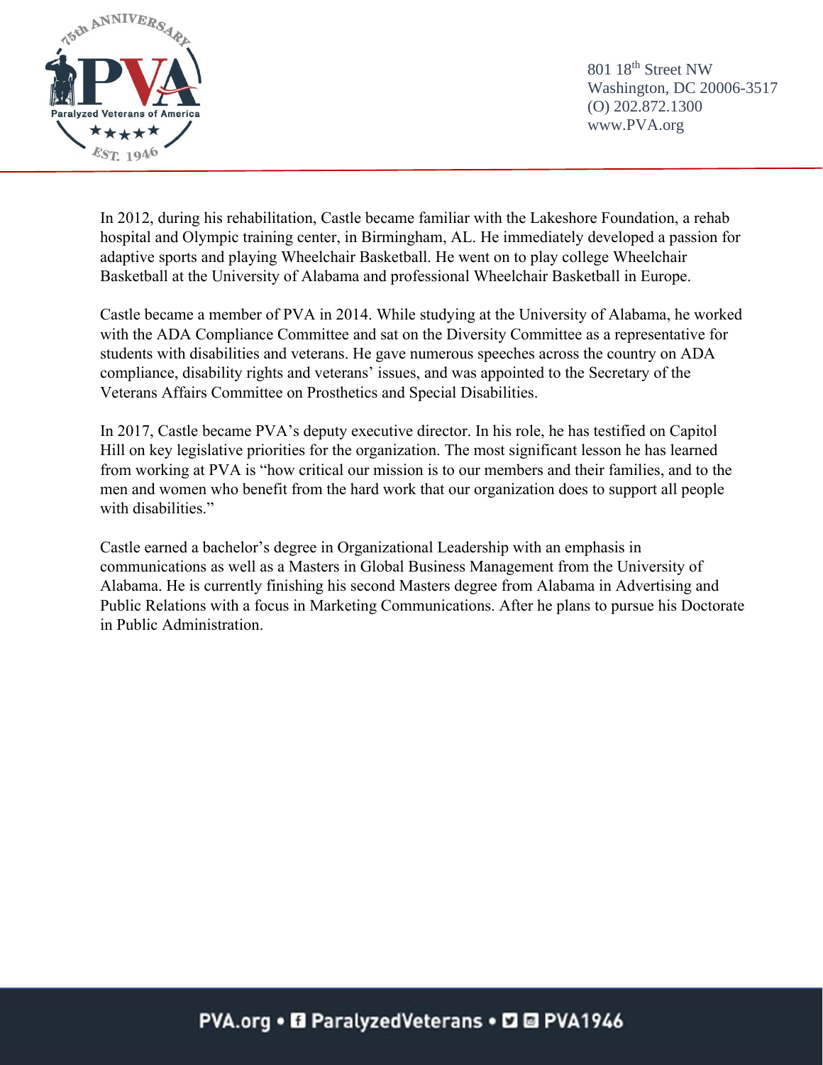In 2012, during his rehabilitation, Castle became familiar with the Lakeshore Foundation, a rehab hospital and Olympic training center, in Birmingham, AL. He immediately developed a passion for adaptive sports and playing Wheelchair Basketball. He went on to play college Wheelchair Basketball at the University of Alabama and professional Wheelchair Basketball in Europe.

Castle became a member of PVA in 2014. While studying at the University of Alabama, he worked with the ADA Compliance Committee and sat on the Diversity Committee as a representative for students with disabilities and veterans. He gave numerous speeches across the country on ADA compliance, disability rights and veterans' issues, and was appointed to the Secretary of the Veterans Affairs Committee on Prosthetics and Special Disabilities.

In 2017, Castle became PVA's deputy executive director. In his role, he has testified on Capitol Hill on key legislative priorities for the organization. The most significant lesson he has learned from working at PVA is "how critical our mission is to our members and their families, and to the men and women who benefit from the hard work that our organization does to support all people with disabilities."

Castle earned a bachelor's degree in Organizational Leadership with an emphasis in communications as well as a Masters in Global Business Management from the University of Alabama. He is currently finishing his second Masters degree from Alabama in Advertising and Public Relations with a focus in Marketing Communications. After he plans to pursue his Doctorate in Public Administration.